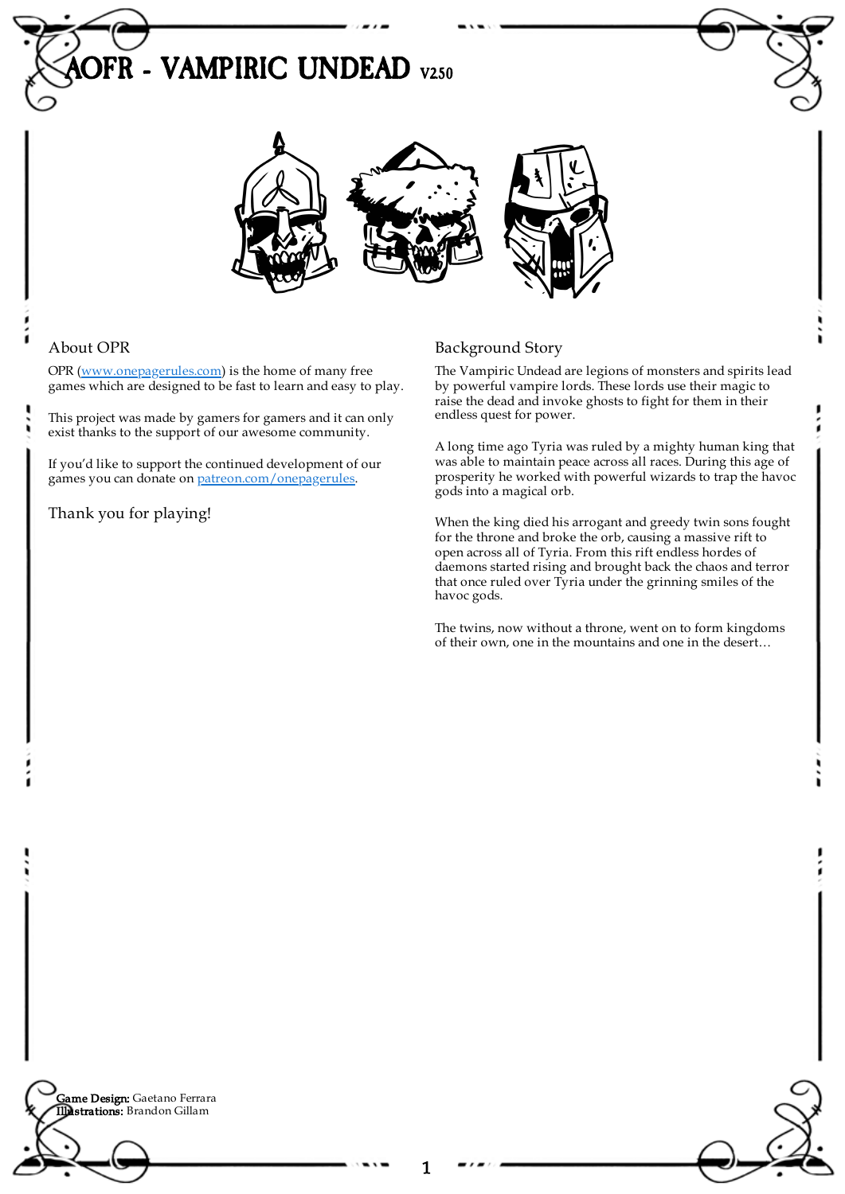# AOFR - VAMPIRIC UNDEAD V2.50

## About OPR

OPR ([www.onepagerules.com](http://www.onepagerules.com)) is the home of many free games which are designed to be fast to learn and easy to play.

This project was made by gamers for gamers and it can only exist thanks to the support of our awesome community.

If you'd like to support the continued development of our games you can donate on [patreon.com/onepagerules](https://patreon.com/onepagerules).

Thank you for playing!

## Background Story

The Vampiric Undead are legions of monsters and spirits lead by powerful vampire lords. These lords use their magic to raise the dead and invoke ghosts to fight for them in their endless quest for power.

A long time ago Tyria was ruled by a mighty human king that was able to maintain peace across all races. During this age of prosperity he worked with powerful wizards to trap the havoc gods into a magical orb.

When the king died his arrogant and greedy twin sons fought for the throne and broke the orb, causing a massive rift to open across all of Tyria. From this rift endless hordes of daemons started rising and brought back the chaos and terror that once ruled over Tyria under the grinning smiles of the havoc gods.

The twins, now without a throne, went on to form kingdoms of their own, one in the mountains and one in the desert…

**Game Design:** Gaetano Ferrara
**Illustrations:** Brandon Gillam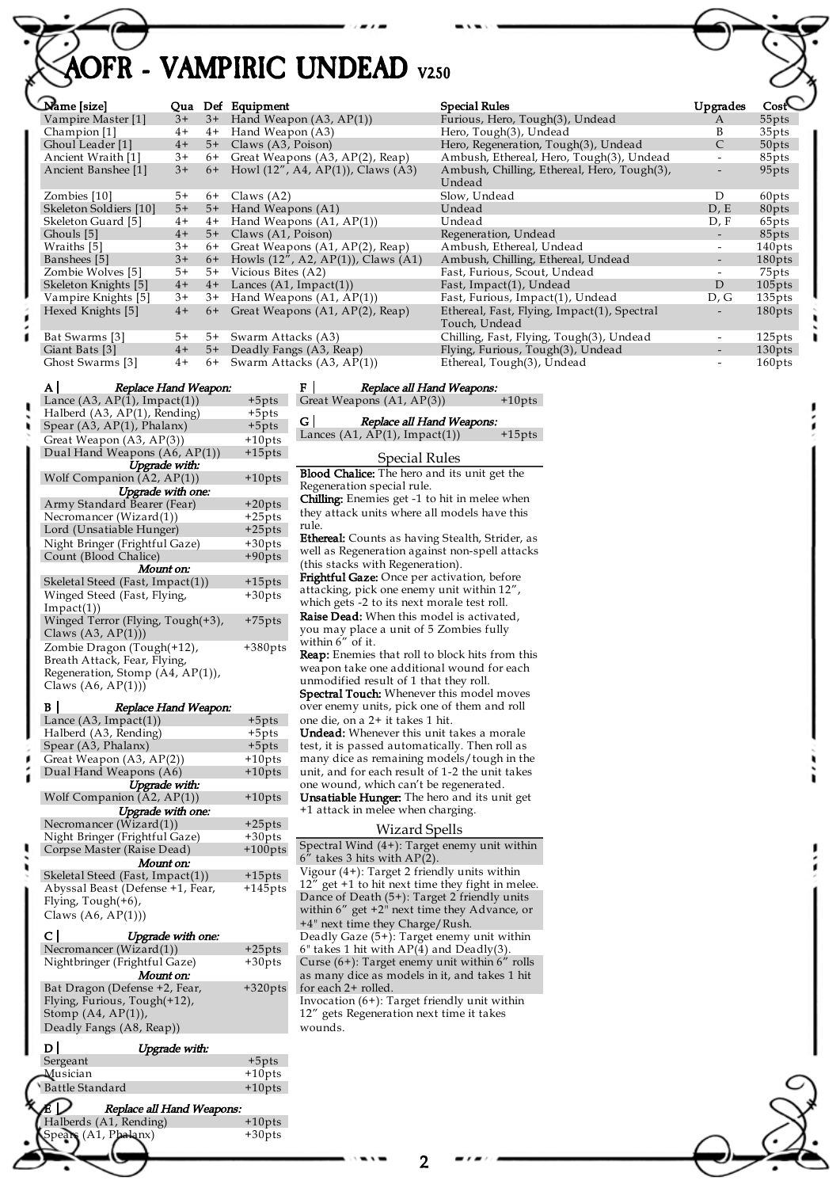# AOFR - VAMPIRIC UNDEAD V250

| Name [size] | Qua | Def | Equipment | Special Rules | Upgrades | Cost |
|---|---|---|---|---|---|---|
| Vampire Master [1] | 3+ | 3+ | Hand Weapon (A3, AP(1)) | Furious, Hero, Tough(3), Undead | A | 55pts |
| Champion [1] | 4+ | 4+ | Hand Weapon (A3) | Hero, Tough(3), Undead | B | 35pts |
| Ghoul Leader [1] | 4+ | 5+ | Claws (A3, Poison) | Hero, Regeneration, Tough(3), Undead | C | 50pts |
| Ancient Wraith [1] | 3+ | 6+ | Great Weapons (A3, AP(2), Reap) | Ambush, Ethereal, Hero, Tough(3), Undead | - | 85pts |
| Ancient Banshee [1] | 3+ | 6+ | Howl (12", A4, AP(1)), Claws (A3) | Ambush, Chilling, Ethereal, Hero, Tough(3), Undead | - | 95pts |
| Zombies [10] | 5+ | 6+ | Claws (A2) | Slow, Undead | D | 60pts |
| Skeleton Soldiers [10] | 5+ | 5+ | Hand Weapons (A1) | Undead | D, E | 80pts |
| Skeleton Guard [5] | 4+ | 4+ | Hand Weapons (A1, AP(1)) | Undead | D, F | 65pts |
| Ghouls [5] | 4+ | 5+ | Claws (A1, Poison) | Regeneration, Undead | - | 85pts |
| Wraiths [5] | 3+ | 6+ | Great Weapons (A1, AP(2), Reap) | Ambush, Ethereal, Undead | - | 140pts |
| Banshees [5] | 3+ | 6+ | Howls (12", A2, AP(1)), Claws (A1) | Ambush, Chilling, Ethereal, Undead | - | 180pts |
| Zombie Wolves [5] | 5+ | 5+ | Vicious Bites (A2) | Fast, Furious, Scout, Undead | - | 75pts |
| Skeleton Knights [5] | 4+ | 4+ | Lances (A1, Impact(1)) | Fast, Impact(1), Undead | D | 105pts |
| Vampire Knights [5] | 3+ | 3+ | Hand Weapons (A1, AP(1)) | Fast, Furious, Impact(1), Undead | D, G | 135pts |
| Hexed Knights [5] | 4+ | 6+ | Great Weapons (A1, AP(2), Reap) | Ethereal, Fast, Flying, Impact(1), Spectral Touch, Undead | - | 180pts |
| Bat Swarms [3] | 5+ | 5+ | Swarm Attacks (A3) | Chilling, Fast, Flying, Tough(3), Undead | - | 125pts |
| Giant Bats [3] | 4+ | 5+ | Deadly Fangs (A3, Reap) | Flying, Furious, Tough(3), Undead | - | 130pts |
| Ghost Swarms [3] | 4+ | 6+ | Swarm Attacks (A3, AP(1)) | Ethereal, Tough(3), Undead | - | 160pts |

| A | *Replace Hand Weapon:* |
|---|---|
| Lance (A3, AP(1), Impact(1)) | +5pts |
| Halberd (A3, AP(1), Rending) | +5pts |
| Spear (A3, AP(1), Phalanx) | +5pts |
| Great Weapon (A3, AP(3)) | +10pts |
| Dual Hand Weapons (A6, AP(1)) | +15pts |
| *Upgrade with:* | |
| Wolf Companion (A2, AP(1)) | +10pts |
| *Upgrade with one:* | |
| Army Standard Bearer (Fear) | +20pts |
| Necromancer (Wizard(1)) | +25pts |
| Lord (Unsatiable Hunger) | +25pts |
| Night Bringer (Frightful Gaze) | +30pts |
| Count (Blood Chalice) | +90pts |
| *Mount on:* | |
| Skeletal Steed (Fast, Impact(1)) | +15pts |
| Winged Steed (Fast, Flying, Impact(1)) | +30pts |
| Winged Terror (Flying, Tough(+3), Claws (A3, AP(1))) | +75pts |
| Zombie Dragon (Tough(+12), Breath Attack, Fear, Flying, Regeneration, Stomp (A4, AP(1)), Claws (A6, AP(1))) | +380pts |

| B | *Replace Hand Weapon:* |
|---|---|
| Lance (A3, Impact(1)) | +5pts |
| Halberd (A3, Rending) | +5pts |
| Spear (A3, Phalanx) | +5pts |
| Great Weapon (A3, AP(2)) | +10pts |
| Dual Hand Weapons (A6) | +10pts |
| *Upgrade with:* | |
| Wolf Companion (A2, AP(1)) | +10pts |
| *Upgrade with one:* | |
| Necromancer (Wizard(1)) | +25pts |
| Night Bringer (Frightful Gaze) | +30pts |
| Corpse Master (Raise Dead) | +100pts |
| *Mount on:* | |
| Skeletal Steed (Fast, Impact(1)) | +15pts |
| Abyssal Beast (Defense +1, Fear, Flying, Tough(+6), Claws (A6, AP(1))) | +145pts |

| C | *Upgrade with one:* |
|---|---|
| Necromancer (Wizard(1)) | +25pts |
| Nightbringer (Frightful Gaze) | +30pts |
| *Mount on:* | |
| Bat Dragon (Defense +2, Fear, Flying, Furious, Tough(+12), Stomp (A4, AP(1)), Deadly Fangs (A8, Reap)) | +320pts |

| D | *Upgrade with:* |
|---|---|
| Sergeant | +5pts |
| Musician | +10pts |
| Battle Standard | +10pts |

| E | *Replace all Hand Weapons:* |
|---|---|
| Halberds (A1, Rending) | +10pts |
| Spears (A1, Phalanx) | +30pts |

| F | *Replace all Hand Weapons:* |
|---|---|
| Great Weapons (A1, AP(3)) | +10pts |

| G | *Replace all Hand Weapons:* |
|---|---|
| Lances (A1, AP(1), Impact(1)) | +15pts |

## Special Rules

**Blood Chalice:** The hero and its unit get the Regeneration special rule.

**Chilling:** Enemies get -1 to hit in melee when they attack units where all models have this rule.

**Ethereal:** Counts as having Stealth, Strider, as well as Regeneration against non-spell attacks (this stacks with Regeneration).

**Frightful Gaze:** Once per activation, before attacking, pick one enemy unit within 12", which gets -2 to its next morale test roll.

**Raise Dead:** When this model is activated, you may place a unit of 5 Zombies fully within 6" of it.

**Reap:** Enemies that roll to block hits from this weapon take one additional wound for each unmodified result of 1 that they roll.

**Spectral Touch:** Whenever this model moves over enemy units, pick one of them and roll one die, on a 2+ it takes 1 hit.

**Undead:** Whenever this unit takes a morale test, it is passed automatically. Then roll as many dice as remaining models/tough in the unit, and for each result of 1-2 the unit takes one wound, which can't be regenerated.

**Unsatiable Hunger:** The hero and its unit get +1 attack in melee when charging.

## Wizard Spells

Spectral Wind (4+): Target enemy unit within 6" takes 3 hits with AP(2).

Vigour (4+): Target 2 friendly units within 12" get +1 to hit next time they fight in melee.

Dance of Death (5+): Target 2 friendly units within 6" get +2" next time they Advance, or +4" next time they Charge/Rush.

Deadly Gaze (5+): Target enemy unit within 6" takes 1 hit with AP(4) and Deadly(3).

Curse (6+): Target enemy unit within 6" rolls as many dice as models in it, and takes 1 hit for each 2+ rolled.

Invocation (6+): Target friendly unit within 12" gets Regeneration next time it takes wounds.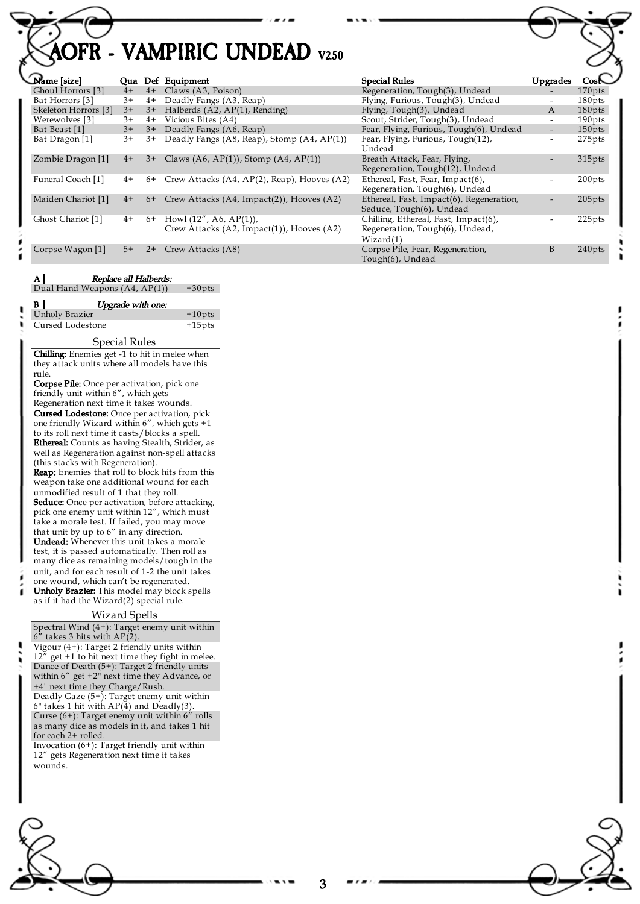# AOFR - VAMPIRIC UNDEAD V2.50

| Name [size] | Qua | Def | Equipment | Special Rules | Upgrades | Cost |
|---|---|---|---|---|---|---|
| Ghoul Horrors [3] | 4+ | 4+ | Claws (A3, Poison) | Regeneration, Tough(3), Undead | - | 170pts |
| Bat Horrors [3] | 3+ | 4+ | Deadly Fangs (A3, Reap) | Flying, Furious, Tough(3), Undead | - | 180pts |
| Skeleton Horrors [3] | 3+ | 3+ | Halberds (A2, AP(1), Rending) | Flying, Tough(3), Undead | A | 180pts |
| Werewolves [3] | 3+ | 4+ | Vicious Bites (A4) | Scout, Strider, Tough(3), Undead | - | 190pts |
| Bat Beast [1] | 3+ | 3+ | Deadly Fangs (A6, Reap) | Fear, Flying, Furious, Tough(6), Undead | - | 150pts |
| Bat Dragon [1] | 3+ | 3+ | Deadly Fangs (A8, Reap), Stomp (A4, AP(1)) | Fear, Flying, Furious, Tough(12), Undead | - | 275pts |
| Zombie Dragon [1] | 4+ | 3+ | Claws (A6, AP(1)), Stomp (A4, AP(1)) | Breath Attack, Fear, Flying, Regeneration, Tough(12), Undead | - | 315pts |
| Funeral Coach [1] | 4+ | 6+ | Crew Attacks (A4, AP(2), Reap), Hooves (A2) | Ethereal, Fast, Fear, Impact(6), Regeneration, Tough(6), Undead | - | 200pts |
| Maiden Chariot [1] | 4+ | 6+ | Crew Attacks (A4, Impact(2)), Hooves (A2) | Ethereal, Fast, Impact(6), Regeneration, Seduce, Tough(6), Undead | - | 205pts |
| Ghost Chariot [1] | 4+ | 6+ | Howl (12", A6, AP(1)), Crew Attacks (A2, Impact(1)), Hooves (A2) | Chilling, Ethereal, Fast, Impact(6), Regeneration, Tough(6), Undead, Wizard(1) | - | 225pts |
| Corpse Wagon [1] | 5+ | 2+ | Crew Attacks (A8) | Corpse Pile, Fear, Regeneration, Tough(6), Undead | B | 240pts |

| A | *Replace all Halberds:* |
|---|---|
| Dual Hand Weapons (A4, AP(1)) | +30pts |

| B | *Upgrade with one:* |
|---|---|
| Unholy Brazier | +10pts |
| Cursed Lodestone | +15pts |

## Special Rules

**Chilling:** Enemies get -1 to hit in melee when they attack units where all models have this rule.

**Corpse Pile:** Once per activation, pick one friendly unit within 6", which gets Regeneration next time it takes wounds.

**Cursed Lodestone:** Once per activation, pick one friendly Wizard within 6", which gets +1 to its roll next time it casts/blocks a spell.

**Ethereal:** Counts as having Stealth, Strider, as well as Regeneration against non-spell attacks (this stacks with Regeneration).

**Reap:** Enemies that roll to block hits from this weapon take one additional wound for each unmodified result of 1 that they roll.

**Seduce:** Once per activation, before attacking, pick one enemy unit within 12", which must take a morale test. If failed, you may move that unit by up to 6" in any direction.

**Undead:** Whenever this unit takes a morale test, it is passed automatically. Then roll as many dice as remaining models/tough in the unit, and for each result of 1-2 the unit takes one wound, which can't be regenerated.

**Unholy Brazier:** This model may block spells as if it had the Wizard(2) special rule.

## Wizard Spells

Spectral Wind (4+): Target enemy unit within 6" takes 3 hits with AP(2).

Vigour (4+): Target 2 friendly units within 12" get +1 to hit next time they fight in melee.

Dance of Death (5+): Target 2 friendly units within 6" get +2" next time they Advance, or +4" next time they Charge/Rush.

Deadly Gaze (5+): Target enemy unit within 6" takes 1 hit with AP(4) and Deadly(3).

Curse (6+): Target enemy unit within 6" rolls as many dice as models in it, and takes 1 hit for each 2+ rolled.

Invocation (6+): Target friendly unit within 12" gets Regeneration next time it takes wounds.